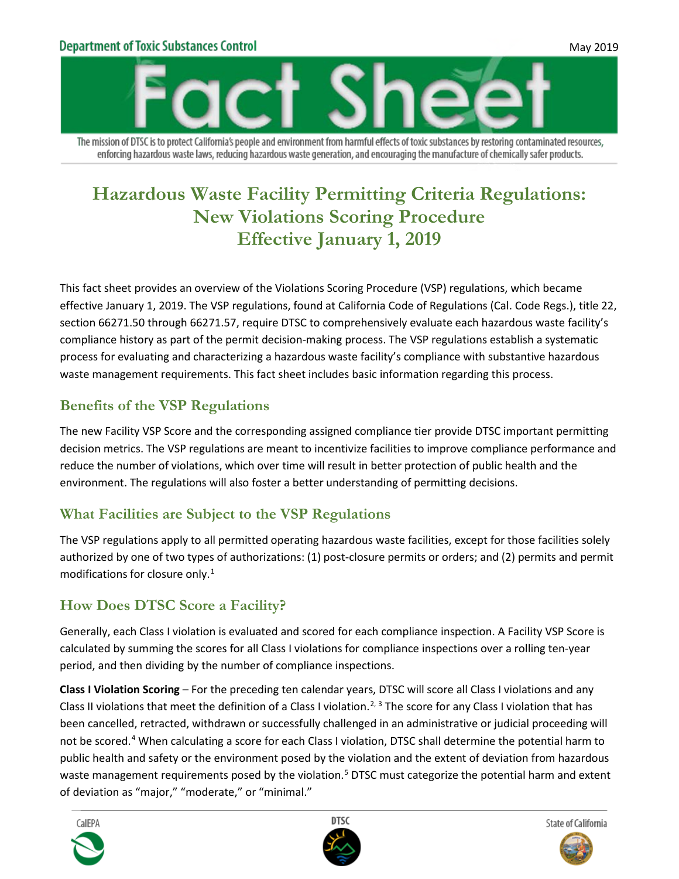Department of Toxic Substances Control

May 2019

# Fact Sheet

The mission of DTSC is to protect California's people and environment from harmful effects of toxic substances by restoring contaminated resources, enforcing hazardous waste laws, reducing hazardous waste generation, and encouraging the manufacture of chemically safer products.

# Hazardous Waste Facility Permitting Criteria Regulations: New Violations Scoring Procedure Effective January 1, 2019

This fact sheet provides an overview of the Violations Scoring Procedure (VSP) regulations, which became effective January 1, 2019. The VSP regulations, found at California Code of Regulations (Cal. Code Regs.), title 22, section 66271.50 through 66271.57, require DTSC to comprehensively evaluate each hazardous waste facility's compliance history as part of the permit decision-making process. The VSP regulations establish a systematic process for evaluating and characterizing a hazardous waste facility's compliance with substantive hazardous waste management requirements. This fact sheet includes basic information regarding this process.

## Benefits of the VSP Regulations

The new Facility VSP Score and the corresponding assigned compliance tier provide DTSC important permitting decision metrics. The VSP regulations are meant to incentivize facilities to improve compliance performance and reduce the number of violations, which over time will result in better protection of public health and the environment. The regulations will also foster a better understanding of permitting decisions.

## What Facilities are Subject to the VSP Regulations

The VSP regulations apply to all permitted operating hazardous waste facilities, except for those facilities solely authorized by one of two types of authorizations: (1) post-closure permits or orders; and (2) permits and permit modifications for closure only.[1]

## How Does DTSC Score a Facility?

Generally, each Class I violation is evaluated and scored for each compliance inspection. A Facility VSP Score is calculated by summing the scores for all Class I violations for compliance inspections over a rolling ten-year period, and then dividing by the number of compliance inspections.

**Class I Violation Scoring** – For the preceding ten calendar years, DTSC will score all Class I violations and any Class II violations that meet the definition of a Class I violation.[2, 3] The score for any Class I violation that has been cancelled, retracted, withdrawn or successfully challenged in an administrative or judicial proceeding will not be scored.[4] When calculating a score for each Class I violation, DTSC shall determine the potential harm to public health and safety or the environment posed by the violation and the extent of deviation from hazardous waste management requirements posed by the violation.[5] DTSC must categorize the potential harm and extent of deviation as "major," "moderate," or "minimal."

CalEPA DTSC State of California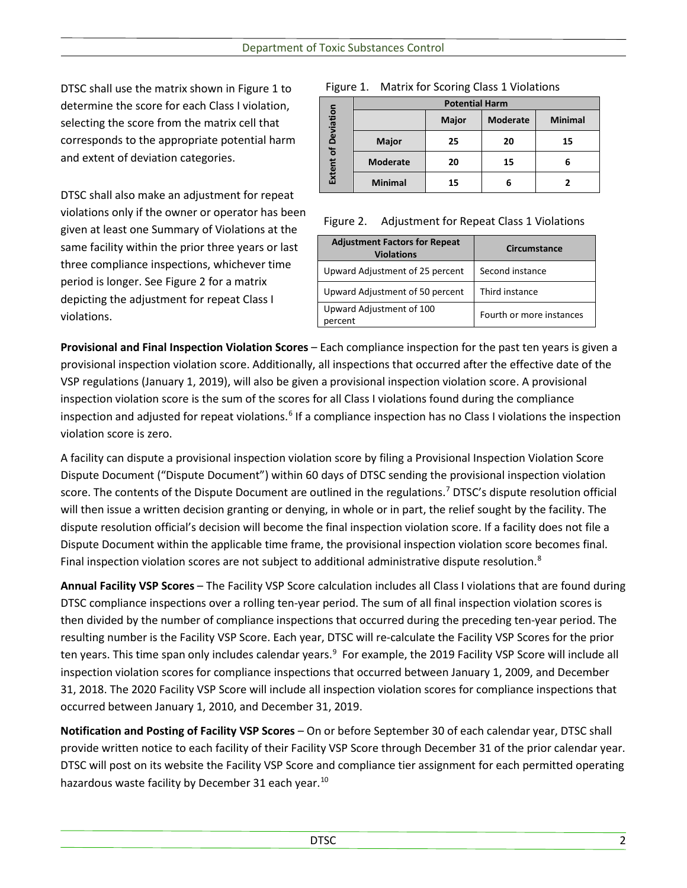DTSC shall use the matrix shown in Figure 1 to determine the score for each Class I violation, selecting the score from the matrix cell that corresponds to the appropriate potential harm and extent of deviation categories.

Figure 1. Matrix for Scoring Class 1 Violations

| Extent of Deviation | Potential Harm | | |
|---|---|---|---|
| | Major | Moderate | Minimal |
| Major | 25 | 20 | 15 |
| Moderate | 20 | 15 | 6 |
| Minimal | 15 | 6 | 2 |

DTSC shall also make an adjustment for repeat violations only if the owner or operator has been given at least one Summary of Violations at the same facility within the prior three years or last three compliance inspections, whichever time period is longer. See Figure 2 for a matrix depicting the adjustment for repeat Class I violations.

Figure 2. Adjustment for Repeat Class 1 Violations

| Adjustment Factors for Repeat Violations | Circumstance |
|---|---|
| Upward Adjustment of 25 percent | Second instance |
| Upward Adjustment of 50 percent | Third instance |
| Upward Adjustment of 100 percent | Fourth or more instances |

**Provisional and Final Inspection Violation Scores** – Each compliance inspection for the past ten years is given a provisional inspection violation score. Additionally, all inspections that occurred after the effective date of the VSP regulations (January 1, 2019), will also be given a provisional inspection violation score. A provisional inspection violation score is the sum of the scores for all Class I violations found during the compliance inspection and adjusted for repeat violations.[6] If a compliance inspection has no Class I violations the inspection violation score is zero.

A facility can dispute a provisional inspection violation score by filing a Provisional Inspection Violation Score Dispute Document ("Dispute Document") within 60 days of DTSC sending the provisional inspection violation score. The contents of the Dispute Document are outlined in the regulations.[7] DTSC's dispute resolution official will then issue a written decision granting or denying, in whole or in part, the relief sought by the facility. The dispute resolution official's decision will become the final inspection violation score. If a facility does not file a Dispute Document within the applicable time frame, the provisional inspection violation score becomes final. Final inspection violation scores are not subject to additional administrative dispute resolution.[8]

**Annual Facility VSP Scores** – The Facility VSP Score calculation includes all Class I violations that are found during DTSC compliance inspections over a rolling ten-year period. The sum of all final inspection violation scores is then divided by the number of compliance inspections that occurred during the preceding ten-year period. The resulting number is the Facility VSP Score. Each year, DTSC will re-calculate the Facility VSP Scores for the prior ten years. This time span only includes calendar years.[9] For example, the 2019 Facility VSP Score will include all inspection violation scores for compliance inspections that occurred between January 1, 2009, and December 31, 2018. The 2020 Facility VSP Score will include all inspection violation scores for compliance inspections that occurred between January 1, 2010, and December 31, 2019.

**Notification and Posting of Facility VSP Scores** – On or before September 30 of each calendar year, DTSC shall provide written notice to each facility of their Facility VSP Score through December 31 of the prior calendar year. DTSC will post on its website the Facility VSP Score and compliance tier assignment for each permitted operating hazardous waste facility by December 31 each year.[10]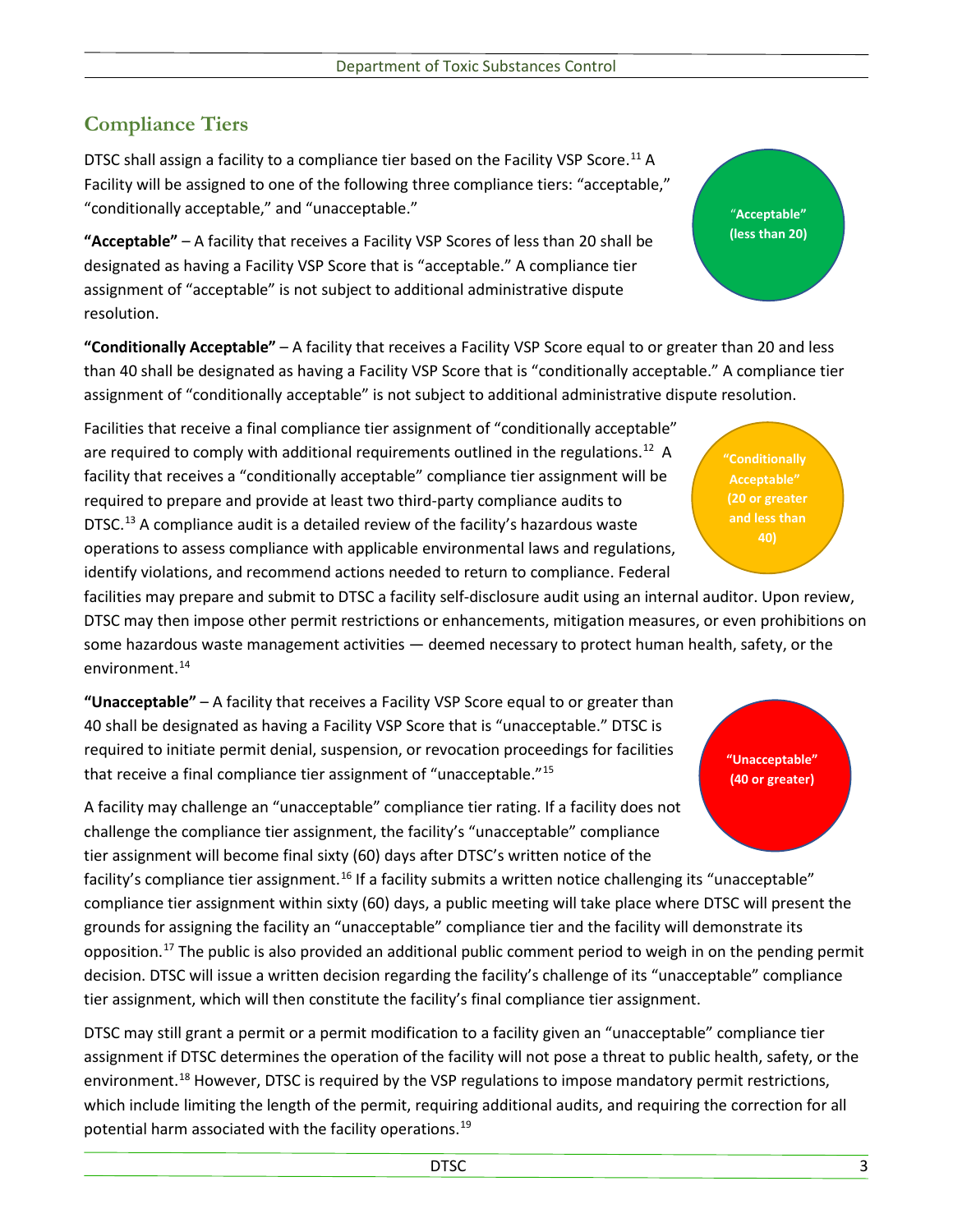## Compliance Tiers

DTSC shall assign a facility to a compliance tier based on the Facility VSP Score.[11] A Facility will be assigned to one of the following three compliance tiers: "acceptable," "conditionally acceptable," and "unacceptable."

"Acceptable" (less than 20)

**"Acceptable"** – A facility that receives a Facility VSP Scores of less than 20 shall be designated as having a Facility VSP Score that is "acceptable." A compliance tier assignment of "acceptable" is not subject to additional administrative dispute resolution.

**"Conditionally Acceptable"** – A facility that receives a Facility VSP Score equal to or greater than 20 and less than 40 shall be designated as having a Facility VSP Score that is "conditionally acceptable." A compliance tier assignment of "conditionally acceptable" is not subject to additional administrative dispute resolution.

"Conditionally Acceptable" (20 or greater and less than 40)

Facilities that receive a final compliance tier assignment of "conditionally acceptable" are required to comply with additional requirements outlined in the regulations.[12] A facility that receives a "conditionally acceptable" compliance tier assignment will be required to prepare and provide at least two third-party compliance audits to DTSC.[13] A compliance audit is a detailed review of the facility's hazardous waste operations to assess compliance with applicable environmental laws and regulations, identify violations, and recommend actions needed to return to compliance. Federal facilities may prepare and submit to DTSC a facility self-disclosure audit using an internal auditor. Upon review, DTSC may then impose other permit restrictions or enhancements, mitigation measures, or even prohibitions on some hazardous waste management activities — deemed necessary to protect human health, safety, or the environment.[14]

**"Unacceptable"** – A facility that receives a Facility VSP Score equal to or greater than 40 shall be designated as having a Facility VSP Score that is "unacceptable." DTSC is required to initiate permit denial, suspension, or revocation proceedings for facilities that receive a final compliance tier assignment of "unacceptable."[15]

"Unacceptable" (40 or greater)

A facility may challenge an "unacceptable" compliance tier rating. If a facility does not challenge the compliance tier assignment, the facility's "unacceptable" compliance tier assignment will become final sixty (60) days after DTSC's written notice of the facility's compliance tier assignment.[16] If a facility submits a written notice challenging its "unacceptable" compliance tier assignment within sixty (60) days, a public meeting will take place where DTSC will present the grounds for assigning the facility an "unacceptable" compliance tier and the facility will demonstrate its opposition.[17] The public is also provided an additional public comment period to weigh in on the pending permit decision. DTSC will issue a written decision regarding the facility's challenge of its "unacceptable" compliance tier assignment, which will then constitute the facility's final compliance tier assignment.

DTSC may still grant a permit or a permit modification to a facility given an "unacceptable" compliance tier assignment if DTSC determines the operation of the facility will not pose a threat to public health, safety, or the environment.[18] However, DTSC is required by the VSP regulations to impose mandatory permit restrictions, which include limiting the length of the permit, requiring additional audits, and requiring the correction for all potential harm associated with the facility operations.[19]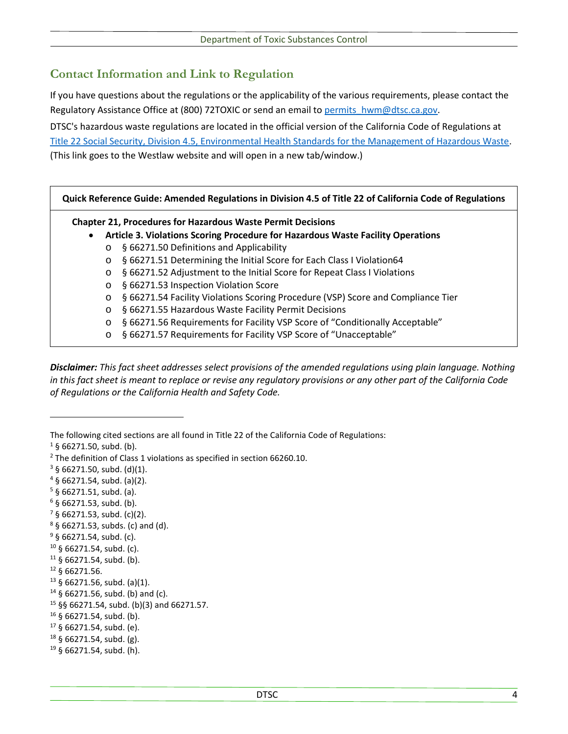## Contact Information and Link to Regulation

If you have questions about the regulations or the applicability of the various requirements, please contact the Regulatory Assistance Office at (800) 72TOXIC or send an email to permits_hwm@dtsc.ca.gov.

DTSC's hazardous waste regulations are located in the official version of the California Code of Regulations at Title 22 Social Security, Division 4.5, Environmental Health Standards for the Management of Hazardous Waste. (This link goes to the Westlaw website and will open in a new tab/window.)

**Quick Reference Guide: Amended Regulations in Division 4.5 of Title 22 of California Code of Regulations**

**Chapter 21, Procedures for Hazardous Waste Permit Decisions**

- **Article 3. Violations Scoring Procedure for Hazardous Waste Facility Operations**
  - § 66271.50 Definitions and Applicability
  - § 66271.51 Determining the Initial Score for Each Class I Violation64
  - § 66271.52 Adjustment to the Initial Score for Repeat Class I Violations
  - § 66271.53 Inspection Violation Score
  - § 66271.54 Facility Violations Scoring Procedure (VSP) Score and Compliance Tier
  - § 66271.55 Hazardous Waste Facility Permit Decisions
  - § 66271.56 Requirements for Facility VSP Score of "Conditionally Acceptable"
  - § 66271.57 Requirements for Facility VSP Score of "Unacceptable"

***Disclaimer:*** *This fact sheet addresses select provisions of the amended regulations using plain language. Nothing in this fact sheet is meant to replace or revise any regulatory provisions or any other part of the California Code of Regulations or the California Health and Safety Code.*

---

The following cited sections are all found in Title 22 of the California Code of Regulations:

[1] § 66271.50, subd. (b).
[2] The definition of Class 1 violations as specified in section 66260.10.
[3] § 66271.50, subd. (d)(1).
[4] § 66271.54, subd. (a)(2).
[5] § 66271.51, subd. (a).
[6] § 66271.53, subd. (b).
[7] § 66271.53, subd. (c)(2).
[8] § 66271.53, subds. (c) and (d).
[9] § 66271.54, subd. (c).
[10] § 66271.54, subd. (c).
[11] § 66271.54, subd. (b).
[12] § 66271.56.
[13] § 66271.56, subd. (a)(1).
[14] § 66271.56, subd. (b) and (c).
[15] §§ 66271.54, subd. (b)(3) and 66271.57.
[16] § 66271.54, subd. (b).
[17] § 66271.54, subd. (e).
[18] § 66271.54, subd. (g).
[19] § 66271.54, subd. (h).